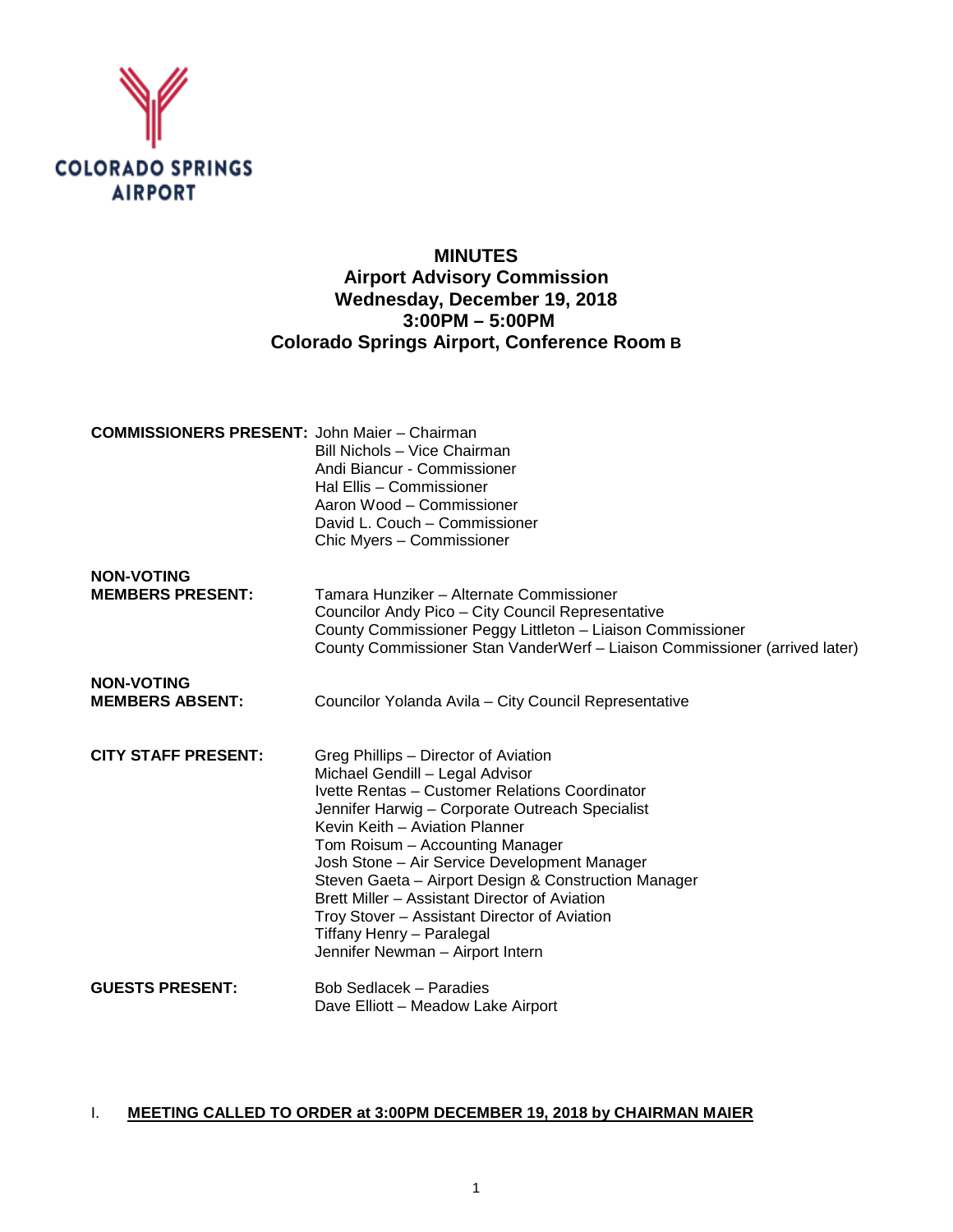COLORADO SPRINGS AIRPORT

# MINUTES
## Airport Advisory Commission
## Wednesday, December 19, 2018
## 3:00PM – 5:00PM
## Colorado Springs Airport, Conference Room B

| | |
|---|---|
| **COMMISSIONERS PRESENT:** | John Maier – Chairman<br>Bill Nichols – Vice Chairman<br>Andi Biancur - Commissioner<br>Hal Ellis – Commissioner<br>Aaron Wood – Commissioner<br>David L. Couch – Commissioner<br>Chic Myers – Commissioner |
| **NON-VOTING MEMBERS PRESENT:** | Tamara Hunziker – Alternate Commissioner<br>Councilor Andy Pico – City Council Representative<br>County Commissioner Peggy Littleton – Liaison Commissioner<br>County Commissioner Stan VanderWerf – Liaison Commissioner (arrived later) |
| **NON-VOTING MEMBERS ABSENT:** | Councilor Yolanda Avila – City Council Representative |
| **CITY STAFF PRESENT:** | Greg Phillips – Director of Aviation<br>Michael Gendill – Legal Advisor<br>Ivette Rentas – Customer Relations Coordinator<br>Jennifer Harwig – Corporate Outreach Specialist<br>Kevin Keith – Aviation Planner<br>Tom Roisum – Accounting Manager<br>Josh Stone – Air Service Development Manager<br>Steven Gaeta – Airport Design & Construction Manager<br>Brett Miller – Assistant Director of Aviation<br>Troy Stover – Assistant Director of Aviation<br>Tiffany Henry – Paralegal<br>Jennifer Newman – Airport Intern |
| **GUESTS PRESENT:** | Bob Sedlacek – Paradies<br>Dave Elliott – Meadow Lake Airport |

I. **MEETING CALLED TO ORDER at 3:00PM DECEMBER 19, 2018 by CHAIRMAN MAIER**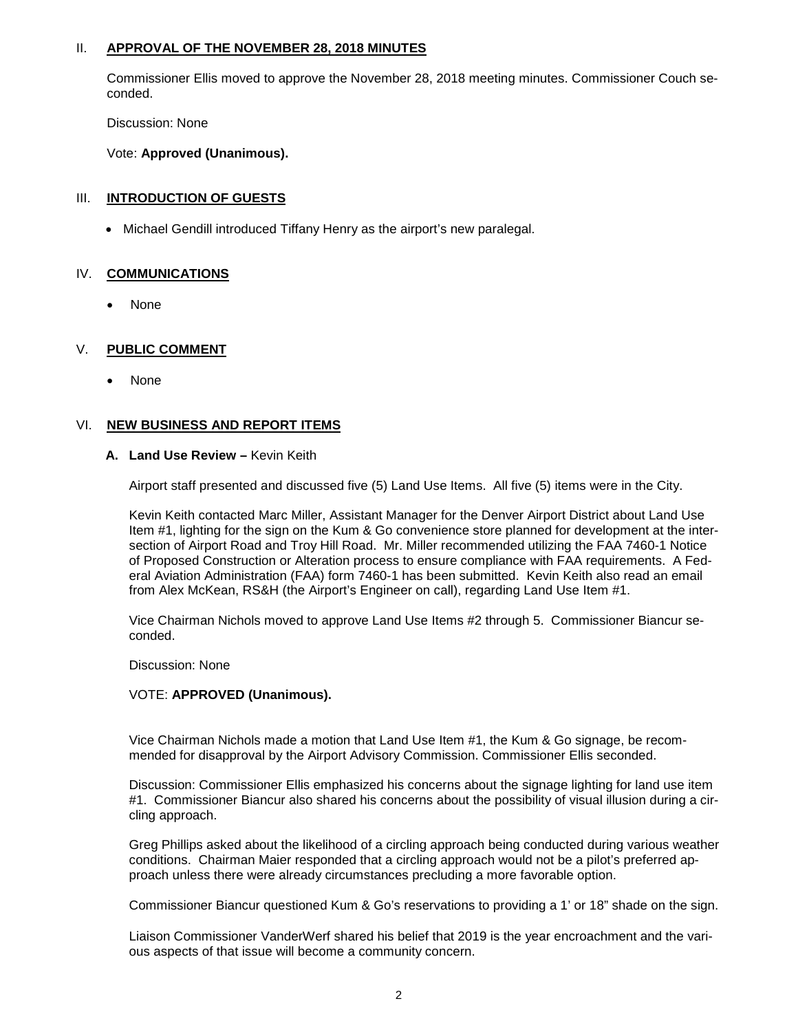## II. APPROVAL OF THE NOVEMBER 28, 2018 MINUTES

Commissioner Ellis moved to approve the November 28, 2018 meeting minutes. Commissioner Couch seconded.

Discussion: None

Vote: **Approved (Unanimous).**

## III. INTRODUCTION OF GUESTS

- Michael Gendill introduced Tiffany Henry as the airport's new paralegal.

## IV. COMMUNICATIONS

- None

## V. PUBLIC COMMENT

- None

## VI. NEW BUSINESS AND REPORT ITEMS

### A. Land Use Review – Kevin Keith

Airport staff presented and discussed five (5) Land Use Items. All five (5) items were in the City.

Kevin Keith contacted Marc Miller, Assistant Manager for the Denver Airport District about Land Use Item #1, lighting for the sign on the Kum & Go convenience store planned for development at the intersection of Airport Road and Troy Hill Road. Mr. Miller recommended utilizing the FAA 7460-1 Notice of Proposed Construction or Alteration process to ensure compliance with FAA requirements. A Federal Aviation Administration (FAA) form 7460-1 has been submitted. Kevin Keith also read an email from Alex McKean, RS&H (the Airport's Engineer on call), regarding Land Use Item #1.

Vice Chairman Nichols moved to approve Land Use Items #2 through 5. Commissioner Biancur seconded.

Discussion: None

VOTE: **APPROVED (Unanimous).**

Vice Chairman Nichols made a motion that Land Use Item #1, the Kum & Go signage, be recommended for disapproval by the Airport Advisory Commission. Commissioner Ellis seconded.

Discussion: Commissioner Ellis emphasized his concerns about the signage lighting for land use item #1. Commissioner Biancur also shared his concerns about the possibility of visual illusion during a circling approach.

Greg Phillips asked about the likelihood of a circling approach being conducted during various weather conditions. Chairman Maier responded that a circling approach would not be a pilot's preferred approach unless there were already circumstances precluding a more favorable option.

Commissioner Biancur questioned Kum & Go's reservations to providing a 1' or 18" shade on the sign.

Liaison Commissioner VanderWerf shared his belief that 2019 is the year encroachment and the various aspects of that issue will become a community concern.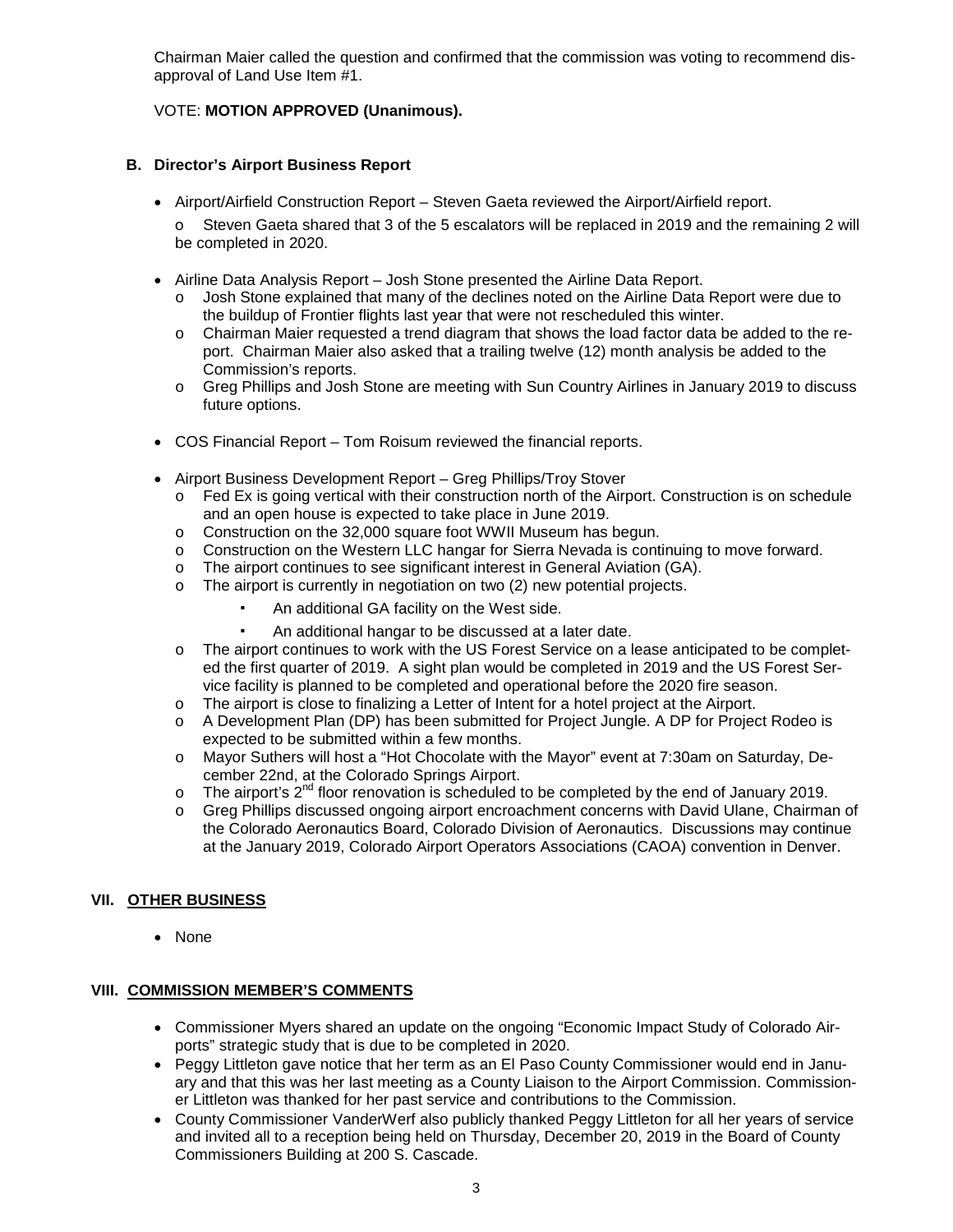Chairman Maier called the question and confirmed that the commission was voting to recommend disapproval of Land Use Item #1.

VOTE: **MOTION APPROVED (Unanimous).**

### B. Director's Airport Business Report

- Airport/Airfield Construction Report – Steven Gaeta reviewed the Airport/Airfield report.
  - Steven Gaeta shared that 3 of the 5 escalators will be replaced in 2019 and the remaining 2 will be completed in 2020.

- Airline Data Analysis Report – Josh Stone presented the Airline Data Report.
  - Josh Stone explained that many of the declines noted on the Airline Data Report were due to the buildup of Frontier flights last year that were not rescheduled this winter.
  - Chairman Maier requested a trend diagram that shows the load factor data be added to the report. Chairman Maier also asked that a trailing twelve (12) month analysis be added to the Commission's reports.
  - Greg Phillips and Josh Stone are meeting with Sun Country Airlines in January 2019 to discuss future options.

- COS Financial Report – Tom Roisum reviewed the financial reports.

- Airport Business Development Report – Greg Phillips/Troy Stover
  - Fed Ex is going vertical with their construction north of the Airport. Construction is on schedule and an open house is expected to take place in June 2019.
  - Construction on the 32,000 square foot WWII Museum has begun.
  - Construction on the Western LLC hangar for Sierra Nevada is continuing to move forward.
  - The airport continues to see significant interest in General Aviation (GA).
  - The airport is currently in negotiation on two (2) new potential projects.
    - An additional GA facility on the West side.
    - An additional hangar to be discussed at a later date.
  - The airport continues to work with the US Forest Service on a lease anticipated to be completed the first quarter of 2019. A sight plan would be completed in 2019 and the US Forest Service facility is planned to be completed and operational before the 2020 fire season.
  - The airport is close to finalizing a Letter of Intent for a hotel project at the Airport.
  - A Development Plan (DP) has been submitted for Project Jungle. A DP for Project Rodeo is expected to be submitted within a few months.
  - Mayor Suthers will host a "Hot Chocolate with the Mayor" event at 7:30am on Saturday, December 22nd, at the Colorado Springs Airport.
  - The airport's 2nd floor renovation is scheduled to be completed by the end of January 2019.
  - Greg Phillips discussed ongoing airport encroachment concerns with David Ulane, Chairman of the Colorado Aeronautics Board, Colorado Division of Aeronautics. Discussions may continue at the January 2019, Colorado Airport Operators Associations (CAOA) convention in Denver.

## VII. OTHER BUSINESS

- None

## VIII. COMMISSION MEMBER'S COMMENTS

- Commissioner Myers shared an update on the ongoing "Economic Impact Study of Colorado Airports" strategic study that is due to be completed in 2020.
- Peggy Littleton gave notice that her term as an El Paso County Commissioner would end in January and that this was her last meeting as a County Liaison to the Airport Commission. Commissioner Littleton was thanked for her past service and contributions to the Commission.
- County Commissioner VanderWerf also publicly thanked Peggy Littleton for all her years of service and invited all to a reception being held on Thursday, December 20, 2019 in the Board of County Commissioners Building at 200 S. Cascade.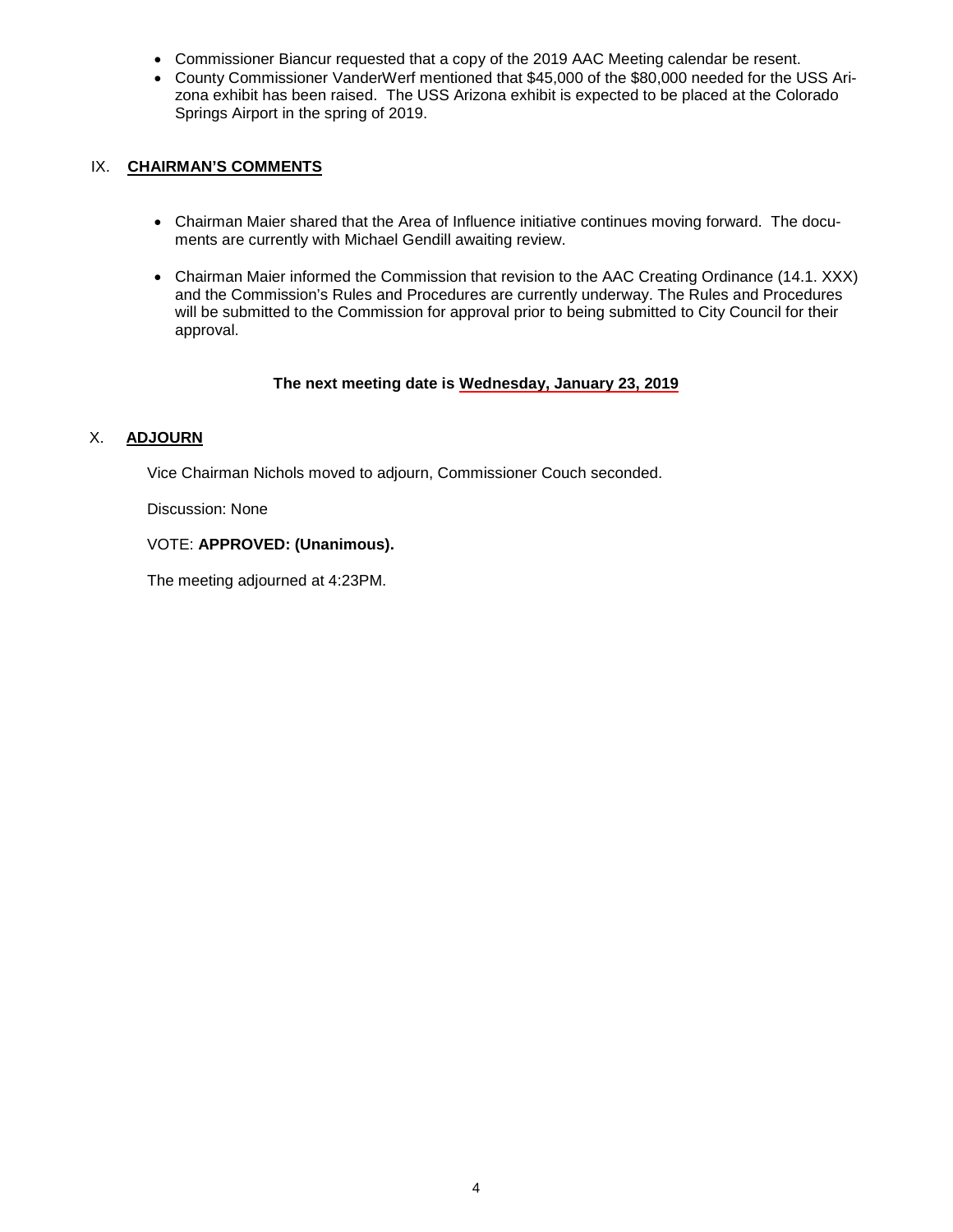- Commissioner Biancur requested that a copy of the 2019 AAC Meeting calendar be resent.
- County Commissioner VanderWerf mentioned that $45,000 of the $80,000 needed for the USS Arizona exhibit has been raised. The USS Arizona exhibit is expected to be placed at the Colorado Springs Airport in the spring of 2019.

## IX. CHAIRMAN'S COMMENTS

- Chairman Maier shared that the Area of Influence initiative continues moving forward. The documents are currently with Michael Gendill awaiting review.
- Chairman Maier informed the Commission that revision to the AAC Creating Ordinance (14.1. XXX) and the Commission's Rules and Procedures are currently underway. The Rules and Procedures will be submitted to the Commission for approval prior to being submitted to City Council for their approval.

**The next meeting date is Wednesday, January 23, 2019**

## X. ADJOURN

Vice Chairman Nichols moved to adjourn, Commissioner Couch seconded.

Discussion: None

VOTE: **APPROVED: (Unanimous).**

The meeting adjourned at 4:23PM.